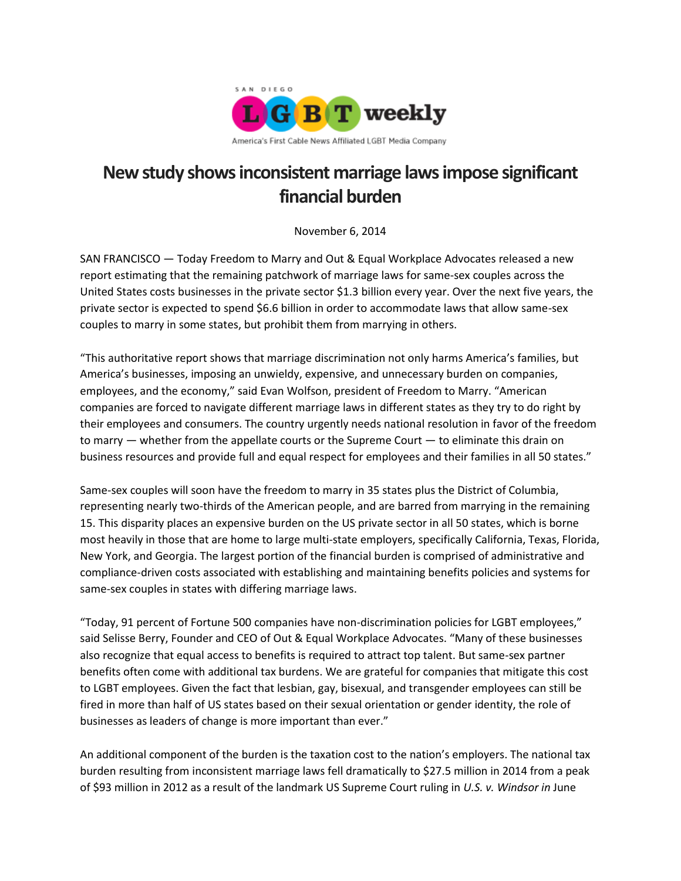SAN DIEGO LGBT weekly

America's First Cable News Affiliated LGBT Media Company

# New study shows inconsistent marriage laws impose significant financial burden

November 6, 2014

SAN FRANCISCO — Today Freedom to Marry and Out & Equal Workplace Advocates released a new report estimating that the remaining patchwork of marriage laws for same-sex couples across the United States costs businesses in the private sector $1.3 billion every year. Over the next five years, the private sector is expected to spend $6.6 billion in order to accommodate laws that allow same-sex couples to marry in some states, but prohibit them from marrying in others.

"This authoritative report shows that marriage discrimination not only harms America's families, but America's businesses, imposing an unwieldy, expensive, and unnecessary burden on companies, employees, and the economy," said Evan Wolfson, president of Freedom to Marry. "American companies are forced to navigate different marriage laws in different states as they try to do right by their employees and consumers. The country urgently needs national resolution in favor of the freedom to marry — whether from the appellate courts or the Supreme Court — to eliminate this drain on business resources and provide full and equal respect for employees and their families in all 50 states."

Same-sex couples will soon have the freedom to marry in 35 states plus the District of Columbia, representing nearly two-thirds of the American people, and are barred from marrying in the remaining 15. This disparity places an expensive burden on the US private sector in all 50 states, which is borne most heavily in those that are home to large multi-state employers, specifically California, Texas, Florida, New York, and Georgia. The largest portion of the financial burden is comprised of administrative and compliance-driven costs associated with establishing and maintaining benefits policies and systems for same-sex couples in states with differing marriage laws.

"Today, 91 percent of Fortune 500 companies have non-discrimination policies for LGBT employees," said Selisse Berry, Founder and CEO of Out & Equal Workplace Advocates. "Many of these businesses also recognize that equal access to benefits is required to attract top talent. But same-sex partner benefits often come with additional tax burdens. We are grateful for companies that mitigate this cost to LGBT employees. Given the fact that lesbian, gay, bisexual, and transgender employees can still be fired in more than half of US states based on their sexual orientation or gender identity, the role of businesses as leaders of change is more important than ever."

An additional component of the burden is the taxation cost to the nation's employers. The national tax burden resulting from inconsistent marriage laws fell dramatically to $27.5 million in 2014 from a peak of $93 million in 2012 as a result of the landmark US Supreme Court ruling in *U.S. v. Windsor in* June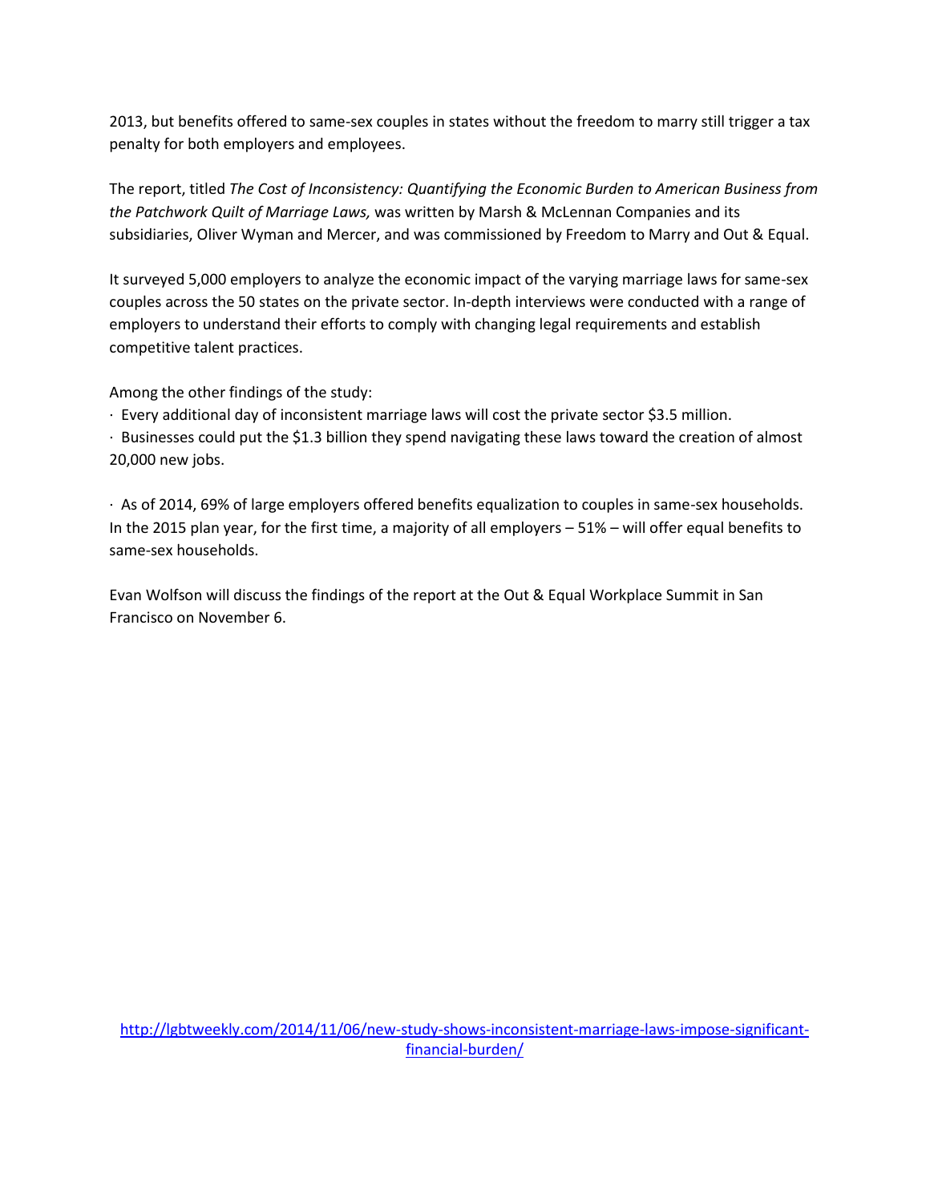2013, but benefits offered to same-sex couples in states without the freedom to marry still trigger a tax penalty for both employers and employees.

The report, titled *The Cost of Inconsistency: Quantifying the Economic Burden to American Business from the Patchwork Quilt of Marriage Laws,* was written by Marsh & McLennan Companies and its subsidiaries, Oliver Wyman and Mercer, and was commissioned by Freedom to Marry and Out & Equal.

It surveyed 5,000 employers to analyze the economic impact of the varying marriage laws for same-sex couples across the 50 states on the private sector. In-depth interviews were conducted with a range of employers to understand their efforts to comply with changing legal requirements and establish competitive talent practices.

Among the other findings of the study:

· Every additional day of inconsistent marriage laws will cost the private sector $3.5 million.

· Businesses could put the $1.3 billion they spend navigating these laws toward the creation of almost 20,000 new jobs.

· As of 2014, 69% of large employers offered benefits equalization to couples in same-sex households. In the 2015 plan year, for the first time, a majority of all employers – 51% – will offer equal benefits to same-sex households.

Evan Wolfson will discuss the findings of the report at the Out & Equal Workplace Summit in San Francisco on November 6.

http://lgbtweekly.com/2014/11/06/new-study-shows-inconsistent-marriage-laws-impose-significant-financial-burden/